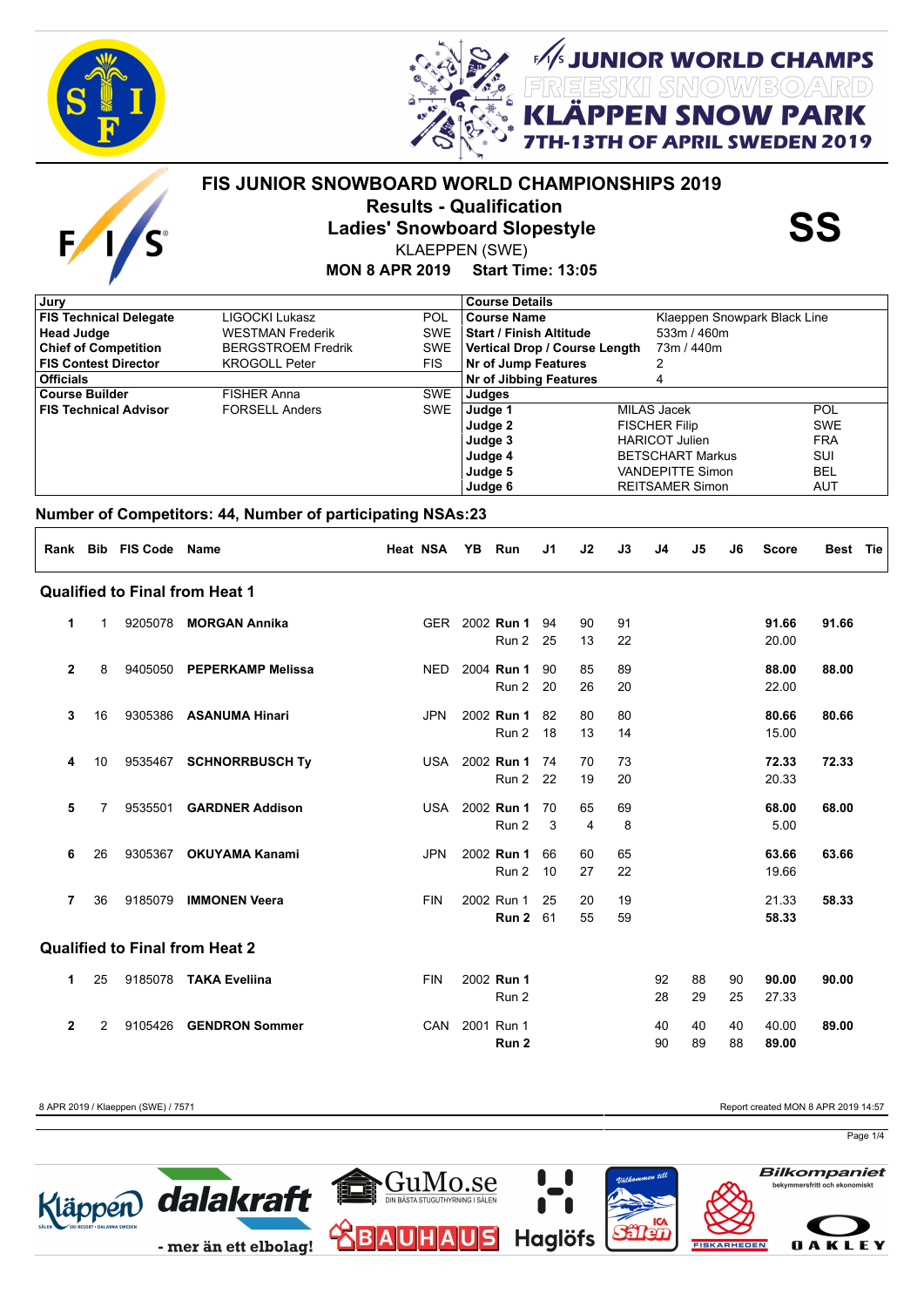JUNIOR WORLD CHAMPS
FREESKI SNOWBOARD
KLÄPPEN SNOW PARK
7TH-13TH OF APRIL SWEDEN 2019

# FIS JUNIOR SNOWBOARD WORLD CHAMPIONSHIPS 2019

## Results - Qualification

## Ladies' Snowboard Slopestyle

**SS**

KLAEPPEN (SWE)

**MON 8 APR 2019 Start Time: 13:05**

| Jury | | |
|---|---|---|
| **FIS Technical Delegate** | LIGOCKI Lukasz | POL |
| **Head Judge** | WESTMAN Frederik | SWE |
| **Chief of Competition** | BERGSTROEM Fredrik | SWE |
| **FIS Contest Director** | KROGOLL Peter | FIS |
| **Officials** | | |
| **Course Builder** | FISHER Anna | SWE |
| **FIS Technical Advisor** | FORSELL Anders | SWE |

| Course Details | |
|---|---|
| **Course Name** | Klaeppen Snowpark Black Line |
| **Start / Finish Altitude** | 533m / 460m |
| **Vertical Drop / Course Length** | 73m / 440m |
| **Nr of Jump Features** | 2 |
| **Nr of Jibbing Features** | 4 |

| Judges | | |
|---|---|---|
| **Judge 1** | MILAS Jacek | POL |
| **Judge 2** | FISCHER Filip | SWE |
| **Judge 3** | HARICOT Julien | FRA |
| **Judge 4** | BETSCHART Markus | SUI |
| **Judge 5** | VANDEPITTE Simon | BEL |
| **Judge 6** | REITSAMER Simon | AUT |

### Number of Competitors: 44, Number of participating NSAs:23

| Rank | Bib | FIS Code | Name | Heat | NSA | YB | Run | J1 | J2 | J3 | J4 | J5 | J6 | Score | Best | Tie |
|---|---|---|---|---|---|---|---|---|---|---|---|---|---|---|---|---|
| **Qualified to Final from Heat 1** | | | | | | | | | | | | | | | | |
| 1 | 1 | 9205078 | **MORGAN Annika** | | GER | 2002 | **Run 1** | 94 | 90 | 91 | | | | **91.66** | **91.66** | |
| | | | | | | | Run 2 | 25 | 13 | 22 | | | | 20.00 | | |
| 2 | 8 | 9405050 | **PEPERKAMP Melissa** | | NED | 2004 | **Run 1** | 90 | 85 | 89 | | | | **88.00** | **88.00** | |
| | | | | | | | Run 2 | 20 | 26 | 20 | | | | 22.00 | | |
| 3 | 16 | 9305386 | **ASANUMA Hinari** | | JPN | 2002 | **Run 1** | 82 | 80 | 80 | | | | **80.66** | **80.66** | |
| | | | | | | | Run 2 | 18 | 13 | 14 | | | | 15.00 | | |
| 4 | 10 | 9535467 | **SCHNORRBUSCH Ty** | | USA | 2002 | **Run 1** | 74 | 70 | 73 | | | | **72.33** | **72.33** | |
| | | | | | | | Run 2 | 22 | 19 | 20 | | | | 20.33 | | |
| 5 | 7 | 9535501 | **GARDNER Addison** | | USA | 2002 | **Run 1** | 70 | 65 | 69 | | | | **68.00** | **68.00** | |
| | | | | | | | Run 2 | 3 | 4 | 8 | | | | 5.00 | | |
| 6 | 26 | 9305367 | **OKUYAMA Kanami** | | JPN | 2002 | **Run 1** | 66 | 60 | 65 | | | | **63.66** | **63.66** | |
| | | | | | | | Run 2 | 10 | 27 | 22 | | | | 19.66 | | |
| 7 | 36 | 9185079 | **IMMONEN Veera** | | FIN | 2002 | Run 1 | 25 | 20 | 19 | | | | 21.33 | **58.33** | |
| | | | | | | | **Run 2** | 61 | 55 | 59 | | | | **58.33** | | |
| **Qualified to Final from Heat 2** | | | | | | | | | | | | | | | | |
| 1 | 25 | 9185078 | **TAKA Eveliina** | | FIN | 2002 | **Run 1** | | | | 92 | 88 | 90 | **90.00** | **90.00** | |
| | | | | | | | Run 2 | | | | 28 | 29 | 25 | 27.33 | | |
| 2 | 2 | 9105426 | **GENDRON Sommer** | | CAN | 2001 | Run 1 | | | | 40 | 40 | 40 | 40.00 | **89.00** | |
| | | | | | | | **Run 2** | | | | 90 | 89 | 88 | **89.00** | | |

8 APR 2019 / Klaeppen (SWE) / 7571

Report created MON 8 APR 2019 14:57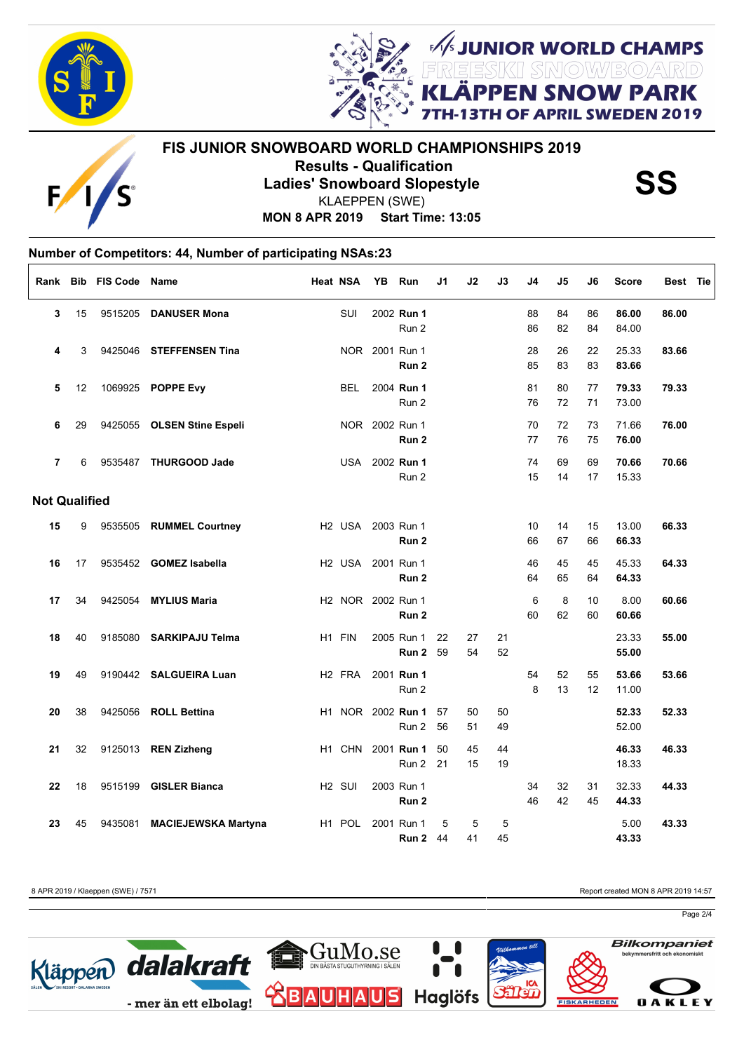# FIS JUNIOR SNOWBOARD WORLD CHAMPIONSHIPS 2019

## Results - Qualification

## Ladies' Snowboard Slopestyle

**SS**

KLAEPPEN (SWE)

**MON 8 APR 2019 Start Time: 13:05**

JUNIOR WORLD CHAMPS FREESKI SNOWBOARD KLÄPPEN SNOW PARK 7TH-13TH OF APRIL SWEDEN 2019

### Number of Competitors: 44, Number of participating NSAs:23

| Rank | Bib | FIS Code | Name | Heat | NSA | YB | Run | J1 | J2 | J3 | J4 | J5 | J6 | Score | Best | Tie |
|---|---|---|---|---|---|---|---|---|---|---|---|---|---|---|---|---|
| 3 | 15 | 9515205 | DANUSER Mona | | SUI | 2002 | **Run 1** | | | | 88 | 84 | 86 | **86.00** | **86.00** | |
| | | | | | | | Run 2 | | | | 86 | 82 | 84 | 84.00 | | |
| 4 | 3 | 9425046 | STEFFENSEN Tina | | NOR | 2001 | Run 1 | | | | 28 | 26 | 22 | 25.33 | **83.66** | |
| | | | | | | | **Run 2** | | | | 85 | 83 | 83 | **83.66** | | |
| 5 | 12 | 1069925 | POPPE Evy | | BEL | 2004 | **Run 1** | | | | 81 | 80 | 77 | **79.33** | **79.33** | |
| | | | | | | | Run 2 | | | | 76 | 72 | 71 | 73.00 | | |
| 6 | 29 | 9425055 | OLSEN Stine Espeli | | NOR | 2002 | Run 1 | | | | 70 | 72 | 73 | 71.66 | **76.00** | |
| | | | | | | | **Run 2** | | | | 77 | 76 | 75 | **76.00** | | |
| 7 | 6 | 9535487 | THURGOOD Jade | | USA | 2002 | **Run 1** | | | | 74 | 69 | 69 | **70.66** | **70.66** | |
| | | | | | | | Run 2 | | | | 15 | 14 | 17 | 15.33 | | |
| **Not Qualified** | | | | | | | | | | | | | | | | |
| 15 | 9 | 9535505 | RUMMEL Courtney | H2 | USA | 2003 | Run 1 | | | | 10 | 14 | 15 | 13.00 | **66.33** | |
| | | | | | | | **Run 2** | | | | 66 | 67 | 66 | **66.33** | | |
| 16 | 17 | 9535452 | GOMEZ Isabella | H2 | USA | 2001 | Run 1 | | | | 46 | 45 | 45 | 45.33 | **64.33** | |
| | | | | | | | **Run 2** | | | | 64 | 65 | 64 | **64.33** | | |
| 17 | 34 | 9425054 | MYLIUS Maria | H2 | NOR | 2002 | Run 1 | | | | 6 | 8 | 10 | 8.00 | **60.66** | |
| | | | | | | | **Run 2** | | | | 60 | 62 | 60 | **60.66** | | |
| 18 | 40 | 9185080 | SARKIPAJU Telma | H1 | FIN | 2005 | Run 1 | 22 | 27 | 21 | | | | 23.33 | **55.00** | |
| | | | | | | | **Run 2** | 59 | 54 | 52 | | | | **55.00** | | |
| 19 | 49 | 9190442 | SALGUEIRA Luan | H2 | FRA | 2001 | **Run 1** | | | | 54 | 52 | 55 | **53.66** | **53.66** | |
| | | | | | | | Run 2 | | | | 8 | 13 | 12 | 11.00 | | |
| 20 | 38 | 9425056 | ROLL Bettina | H1 | NOR | 2002 | **Run 1** | 57 | 50 | 50 | | | | **52.33** | **52.33** | |
| | | | | | | | Run 2 | 56 | 51 | 49 | | | | 52.00 | | |
| 21 | 32 | 9125013 | REN Zizheng | H1 | CHN | 2001 | **Run 1** | 50 | 45 | 44 | | | | **46.33** | **46.33** | |
| | | | | | | | Run 2 | 21 | 15 | 19 | | | | 18.33 | | |
| 22 | 18 | 9515199 | GISLER Bianca | H2 | SUI | 2003 | Run 1 | | | | 34 | 32 | 31 | 32.33 | **44.33** | |
| | | | | | | | **Run 2** | | | | 46 | 42 | 45 | **44.33** | | |
| 23 | 45 | 9435081 | MACIEJEWSKA Martyna | H1 | POL | 2001 | Run 1 | 5 | 5 | 5 | | | | 5.00 | **43.33** | |
| | | | | | | | **Run 2** | 44 | 41 | 45 | | | | **43.33** | | |

8 APR 2019 / Klaeppen (SWE) / 7571

Report created MON 8 APR 2019 14:57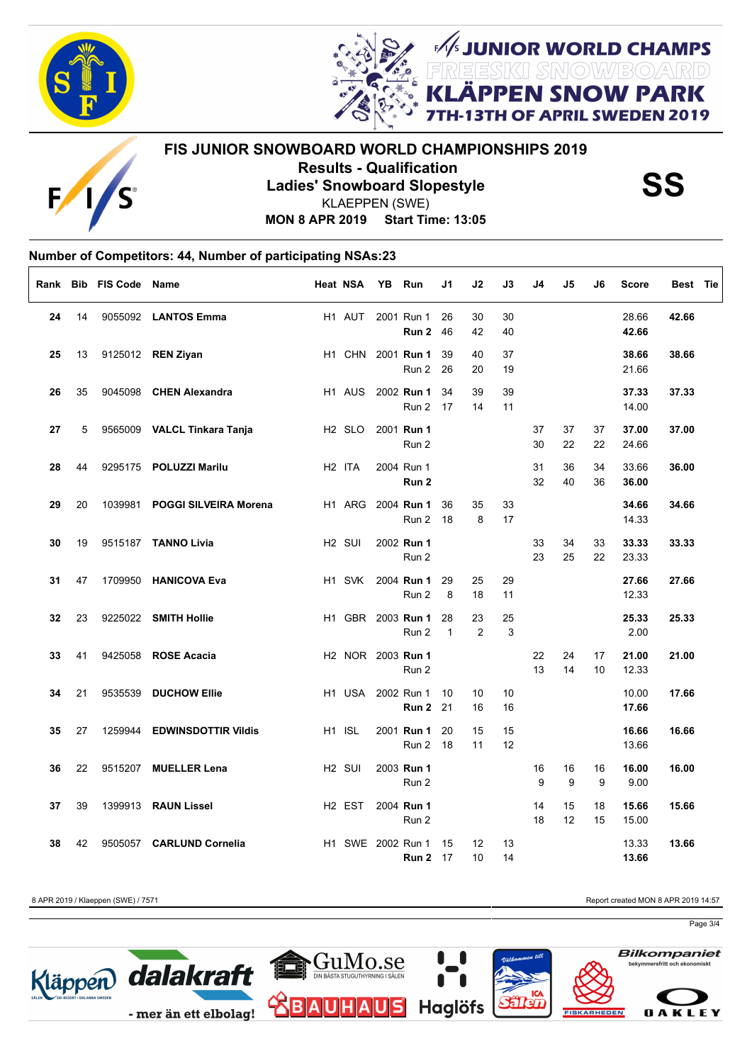# FIS JUNIOR SNOWBOARD WORLD CHAMPIONSHIPS 2019

## Results - Qualification

## Ladies' Snowboard Slopestyle

**SS**

KLAEPPEN (SWE)

**MON 8 APR 2019 Start Time: 13:05**

### Number of Competitors: 44, Number of participating NSAs:23

| Rank | Bib | FIS Code | Name | Heat | NSA | YB | Run | J1 | J2 | J3 | J4 | J5 | J6 | Score | Best | Tie |
|---|---|---|---|---|---|---|---|---|---|---|---|---|---|---|---|---|
| **24** | 14 | 9055092 | **LANTOS Emma** | H1 | AUT | 2001 | Run 1 | 26 | 30 | 30 | | | | 28.66 | **42.66** | |
| | | | | | | | **Run 2** | 46 | 42 | 40 | | | | **42.66** | | |
| **25** | 13 | 9125012 | **REN Ziyan** | H1 | CHN | 2001 | **Run 1** | 39 | 40 | 37 | | | | **38.66** | **38.66** | |
| | | | | | | | Run 2 | 26 | 20 | 19 | | | | 21.66 | | |
| **26** | 35 | 9045098 | **CHEN Alexandra** | H1 | AUS | 2002 | **Run 1** | 34 | 39 | 39 | | | | **37.33** | **37.33** | |
| | | | | | | | Run 2 | 17 | 14 | 11 | | | | 14.00 | | |
| **27** | 5 | 9565009 | **VALCL Tinkara Tanja** | H2 | SLO | 2001 | **Run 1** | | | | 37 | 37 | 37 | **37.00** | **37.00** | |
| | | | | | | | Run 2 | | | | 30 | 22 | 22 | 24.66 | | |
| **28** | 44 | 9295175 | **POLUZZI Marilu** | H2 | ITA | 2004 | Run 1 | | | | 31 | 36 | 34 | 33.66 | **36.00** | |
| | | | | | | | **Run 2** | | | | 32 | 40 | 36 | **36.00** | | |
| **29** | 20 | 1039981 | **POGGI SILVEIRA Morena** | H1 | ARG | 2004 | **Run 1** | 36 | 35 | 33 | | | | **34.66** | **34.66** | |
| | | | | | | | Run 2 | 18 | 8 | 17 | | | | 14.33 | | |
| **30** | 19 | 9515187 | **TANNO Livia** | H2 | SUI | 2002 | **Run 1** | | | | 33 | 34 | 33 | **33.33** | **33.33** | |
| | | | | | | | Run 2 | | | | 23 | 25 | 22 | 23.33 | | |
| **31** | 47 | 1709950 | **HANICOVA Eva** | H1 | SVK | 2004 | **Run 1** | 29 | 25 | 29 | | | | **27.66** | **27.66** | |
| | | | | | | | Run 2 | 8 | 18 | 11 | | | | 12.33 | | |
| **32** | 23 | 9225022 | **SMITH Hollie** | H1 | GBR | 2003 | **Run 1** | 28 | 23 | 25 | | | | **25.33** | **25.33** | |
| | | | | | | | Run 2 | 1 | 2 | 3 | | | | 2.00 | | |
| **33** | 41 | 9425058 | **ROSE Acacia** | H2 | NOR | 2003 | **Run 1** | | | | 22 | 24 | 17 | **21.00** | **21.00** | |
| | | | | | | | Run 2 | | | | 13 | 14 | 10 | 12.33 | | |
| **34** | 21 | 9535539 | **DUCHOW Ellie** | H1 | USA | 2002 | Run 1 | 10 | 10 | 10 | | | | 10.00 | **17.66** | |
| | | | | | | | **Run 2** | 21 | 16 | 16 | | | | **17.66** | | |
| **35** | 27 | 1259944 | **EDWINSDOTTIR Vildis** | H1 | ISL | 2001 | **Run 1** | 20 | 15 | 15 | | | | **16.66** | **16.66** | |
| | | | | | | | Run 2 | 18 | 11 | 12 | | | | 13.66 | | |
| **36** | 22 | 9515207 | **MUELLER Lena** | H2 | SUI | 2003 | **Run 1** | | | | 16 | 16 | 16 | **16.00** | **16.00** | |
| | | | | | | | Run 2 | | | | 9 | 9 | 9 | 9.00 | | |
| **37** | 39 | 1399913 | **RAUN Lissel** | H2 | EST | 2004 | **Run 1** | | | | 14 | 15 | 18 | **15.66** | **15.66** | |
| | | | | | | | Run 2 | | | | 18 | 12 | 15 | 15.00 | | |
| **38** | 42 | 9505057 | **CARLUND Cornelia** | H1 | SWE | 2002 | Run 1 | 15 | 12 | 13 | | | | 13.33 | **13.66** | |
| | | | | | | | **Run 2** | 17 | 10 | 14 | | | | **13.66** | | |

8 APR 2019 / Klaeppen (SWE) / 7571

Report created MON 8 APR 2019 14:57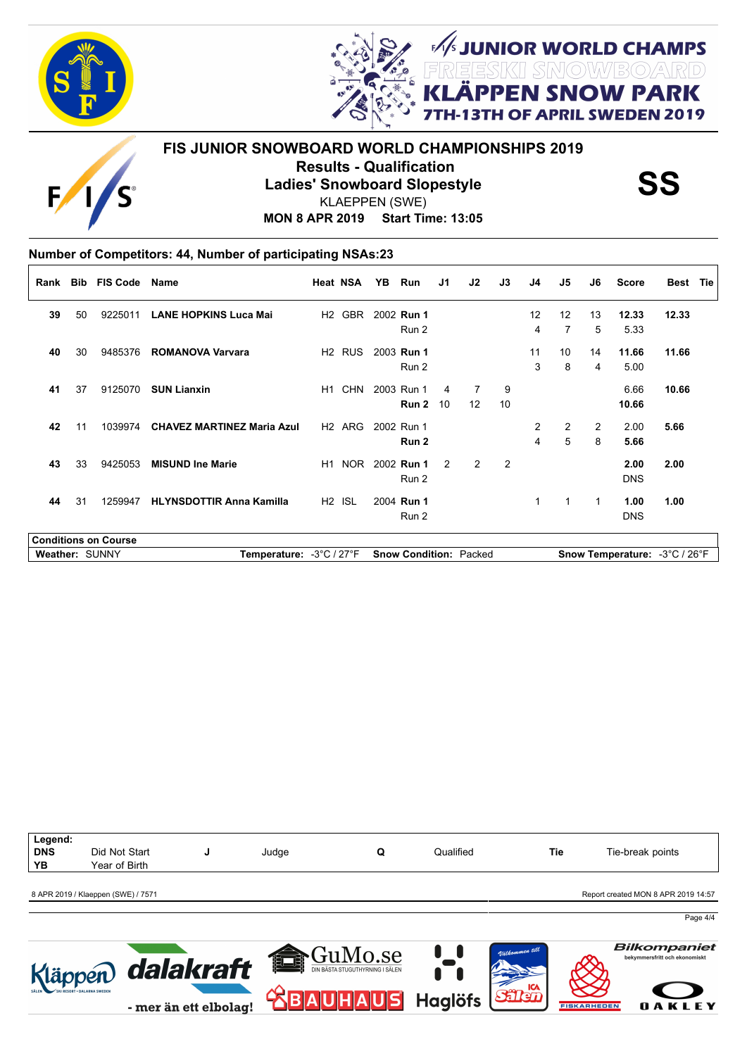JUNIOR WORLD CHAMPS
FREESKI SNOWBOARD
KLÄPPEN SNOW PARK
7TH-13TH OF APRIL SWEDEN 2019

# FIS JUNIOR SNOWBOARD WORLD CHAMPIONSHIPS 2019

## Results - Qualification

## Ladies' Snowboard Slopestyle

KLAEPPEN (SWE)

**MON 8 APR 2019 Start Time: 13:05**

**SS**

**Number of Competitors: 44, Number of participating NSAs:23**

| Rank | Bib | FIS Code | Name | Heat | NSA | YB | Run | J1 | J2 | J3 | J4 | J5 | J6 | Score | Best | Tie |
|---|---|---|---|---|---|---|---|---|---|---|---|---|---|---|---|---|
| **39** | 50 | 9225011 | **LANE HOPKINS Luca Mai** | H2 | GBR | 2002 | **Run 1** | | | | 12 | 12 | 13 | **12.33** | **12.33** | |
| | | | | | | | Run 2 | | | | 4 | 7 | 5 | 5.33 | | |
| **40** | 30 | 9485376 | **ROMANOVA Varvara** | H2 | RUS | 2003 | **Run 1** | | | | 11 | 10 | 14 | **11.66** | **11.66** | |
| | | | | | | | Run 2 | | | | 3 | 8 | 4 | 5.00 | | |
| **41** | 37 | 9125070 | **SUN Lianxin** | H1 | CHN | 2003 | Run 1 | 4 | 7 | 9 | | | | 6.66 | **10.66** | |
| | | | | | | | **Run 2** | 10 | 12 | 10 | | | | **10.66** | | |
| **42** | 11 | 1039974 | **CHAVEZ MARTINEZ Maria Azul** | H2 | ARG | 2002 | Run 1 | | | | 2 | 2 | 2 | 2.00 | **5.66** | |
| | | | | | | | **Run 2** | | | | 4 | 5 | 8 | **5.66** | | |
| **43** | 33 | 9425053 | **MISUND Ine Marie** | H1 | NOR | 2002 | **Run 1** | 2 | 2 | 2 | | | | **2.00** | **2.00** | |
| | | | | | | | Run 2 | | | | | | | DNS | | |
| **44** | 31 | 1259947 | **HLYNSDOTTIR Anna Kamilla** | H2 | ISL | 2004 | **Run 1** | | | | 1 | 1 | 1 | **1.00** | **1.00** | |
| | | | | | | | Run 2 | | | | | | | DNS | | |

**Conditions on Course**

**Weather:** SUNNY **Temperature:** -3°C / 27°F **Snow Condition:** Packed **Snow Temperature:** -3°C / 26°F

**Legend:**

| | | | | | | | |
|---|---|---|---|---|---|---|---|
| **DNS** | Did Not Start | **J** | Judge | **Q** | Qualified | **Tie** | Tie-break points |
| **YB** | Year of Birth | | | | | | |

8 APR 2019 / Klaeppen (SWE) / 7571

Report created MON 8 APR 2019 14:57

Kläppen dalakraft - mer än ett elbolag! GuMo.se DIN BÄSTA STUGUTHYRNING I SÄLEN BAUHAUS Haglöfs Välkommen till ICA Sälen FISKARHEDEN Bilkompaniet bekymmersfritt och ekonomiskt OAKLEY